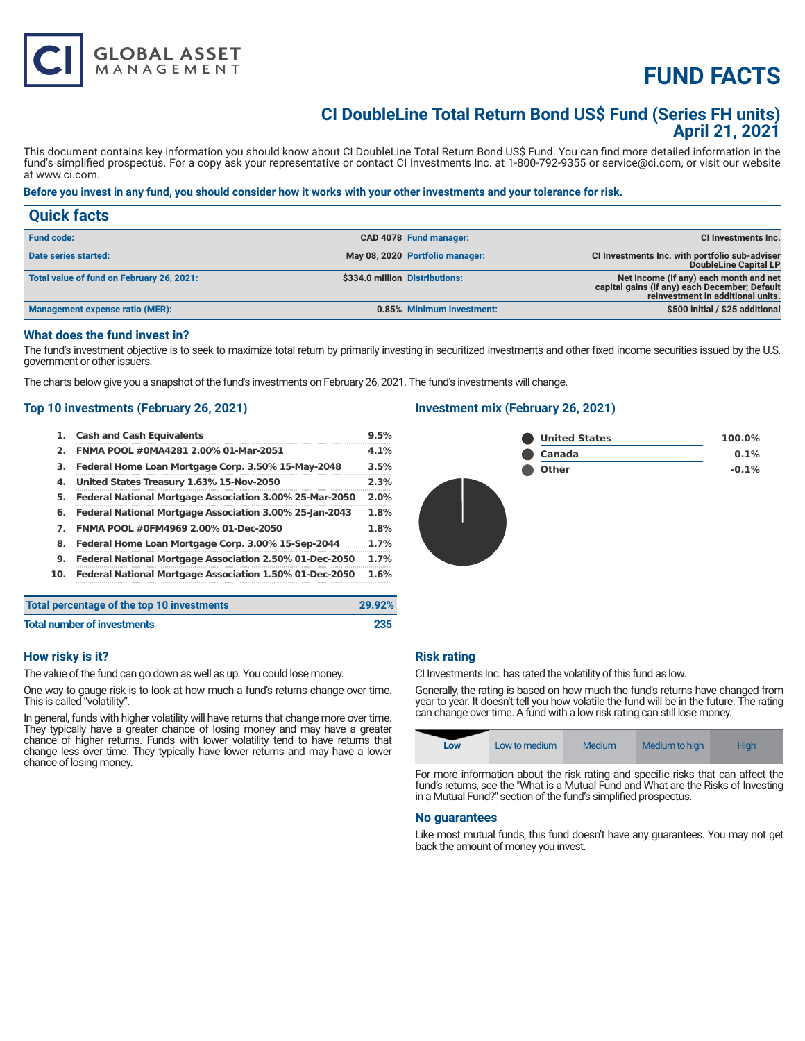# FUND FACTS

## CI DoubleLine Total Return Bond US$ Fund (Series FH units)
## April 21, 2021

This document contains key information you should know about CI DoubleLine Total Return Bond US$ Fund. You can find more detailed information in the fund's simplified prospectus. For a copy ask your representative or contact CI Investments Inc. at 1-800-792-9355 or service@ci.com, or visit our website at www.ci.com.

**Before you invest in any fund, you should consider how it works with your other investments and your tolerance for risk.**

## Quick facts

| | | | |
|---|---|---|---|
| **Fund code:** | CAD 4078 | **Fund manager:** | CI Investments Inc. |
| **Date series started:** | May 08, 2020 | **Portfolio manager:** | CI Investments Inc. with portfolio sub-adviser DoubleLine Capital LP |
| **Total value of fund on February 26, 2021:** | $334.0 million | **Distributions:** | Net income (if any) each month and net capital gains (if any) each December; Default reinvestment in additional units. |
| **Management expense ratio (MER):** | 0.85% | **Minimum investment:** | $500 initial / $25 additional |

### What does the fund invest in?

The fund's investment objective is to seek to maximize total return by primarily investing in securitized investments and other fixed income securities issued by the U.S. government or other issuers.

The charts below give you a snapshot of the fund's investments on February 26, 2021. The fund's investments will change.

### Top 10 investments (February 26, 2021)

| | | |
|---|---|---|
| 1. | Cash and Cash Equivalents | 9.5% |
| 2. | FNMA POOL #0MA4281 2.00% 01-Mar-2051 | 4.1% |
| 3. | Federal Home Loan Mortgage Corp. 3.50% 15-May-2048 | 3.5% |
| 4. | United States Treasury 1.63% 15-Nov-2050 | 2.3% |
| 5. | Federal National Mortgage Association 3.00% 25-Mar-2050 | 2.0% |
| 6. | Federal National Mortgage Association 3.00% 25-Jan-2043 | 1.8% |
| 7. | FNMA POOL #0FM4969 2.00% 01-Dec-2050 | 1.8% |
| 8. | Federal Home Loan Mortgage Corp. 3.00% 15-Sep-2044 | 1.7% |
| 9. | Federal National Mortgage Association 2.50% 01-Dec-2050 | 1.7% |
| 10. | Federal National Mortgage Association 1.50% 01-Dec-2050 | 1.6% |

| | |
|---|---|
| **Total percentage of the top 10 investments** | 29.92% |
| **Total number of investments** | 235 |

### Investment mix (February 26, 2021)

| | |
|---|---|
| United States | 100.0% |
| Canada | 0.1% |
| Other | -0.1% |

### How risky is it?

The value of the fund can go down as well as up. You could lose money.

One way to gauge risk is to look at how much a fund's returns change over time. This is called "volatility".

In general, funds with higher volatility will have returns that change more over time. They typically have a greater chance of losing money and may have a greater chance of higher returns. Funds with lower volatility tend to have returns that change less over time. They typically have lower returns and may have a lower chance of losing money.

### Risk rating

CI Investments Inc. has rated the volatility of this fund as low.

Generally, the rating is based on how much the fund's returns have changed from year to year. It doesn't tell you how volatile the fund will be in the future. The rating can change over time. A fund with a low risk rating can still lose money.

| **Low** | Low to medium | Medium | Medium to high | High |
|---|---|---|---|---|

For more information about the risk rating and specific risks that can affect the fund's returns, see the "What is a Mutual Fund and What are the Risks of Investing in a Mutual Fund?" section of the fund's simplified prospectus.

### No guarantees

Like most mutual funds, this fund doesn't have any guarantees. You may not get back the amount of money you invest.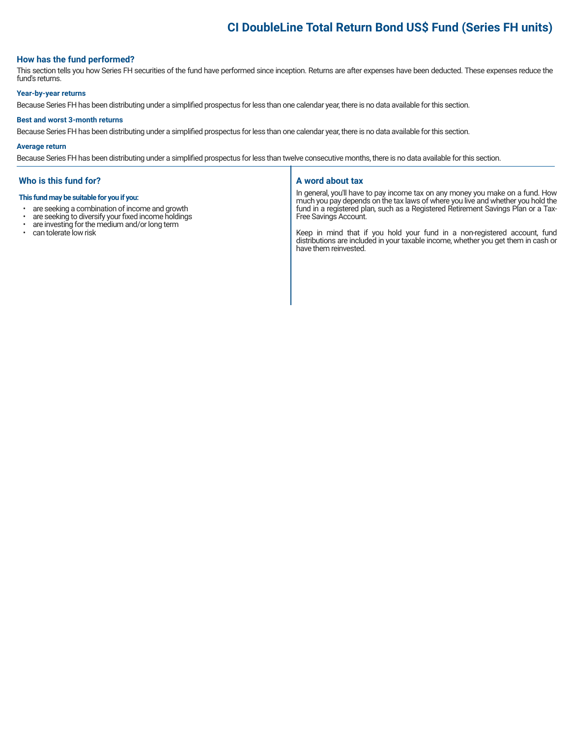# CI DoubleLine Total Return Bond US$ Fund (Series FH units)

## How has the fund performed?

This section tells you how Series FH securities of the fund have performed since inception. Returns are after expenses have been deducted. These expenses reduce the fund's returns.

### Year-by-year returns

Because Series FH has been distributing under a simplified prospectus for less than one calendar year, there is no data available for this section.

### Best and worst 3-month returns

Because Series FH has been distributing under a simplified prospectus for less than one calendar year, there is no data available for this section.

### Average return

Because Series FH has been distributing under a simplified prospectus for less than twelve consecutive months, there is no data available for this section.

## Who is this fund for?

**This fund may be suitable for you if you:**

- are seeking a combination of income and growth
- are seeking to diversify your fixed income holdings
- are investing for the medium and/or long term
- can tolerate low risk

## A word about tax

In general, you'll have to pay income tax on any money you make on a fund. How much you pay depends on the tax laws of where you live and whether you hold the fund in a registered plan, such as a Registered Retirement Savings Plan or a Tax-Free Savings Account.

Keep in mind that if you hold your fund in a non-registered account, fund distributions are included in your taxable income, whether you get them in cash or have them reinvested.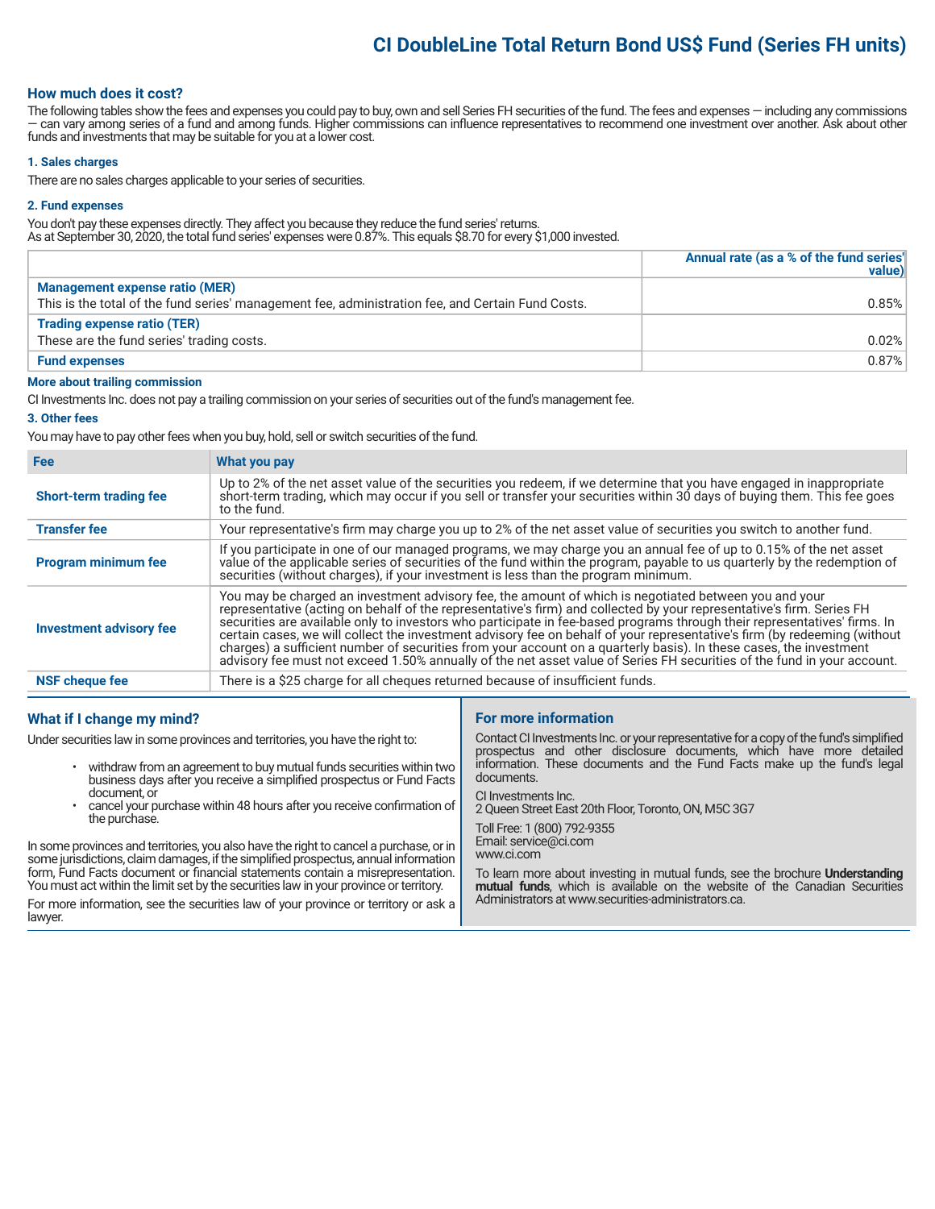# CI DoubleLine Total Return Bond US$ Fund (Series FH units)

## How much does it cost?

The following tables show the fees and expenses you could pay to buy, own and sell Series FH securities of the fund. The fees and expenses — including any commissions — can vary among series of a fund and among funds. Higher commissions can influence representatives to recommend one investment over another. Ask about other funds and investments that may be suitable for you at a lower cost.

### 1. Sales charges

There are no sales charges applicable to your series of securities.

### 2. Fund expenses

You don't pay these expenses directly. They affect you because they reduce the fund series' returns.
As at September 30, 2020, the total fund series' expenses were 0.87%. This equals $8.70 for every $1,000 invested.

| | Annual rate (as a % of the fund series' value) |
|---|---|
| **Management expense ratio (MER)**<br>This is the total of the fund series' management fee, administration fee, and Certain Fund Costs. | 0.85% |
| **Trading expense ratio (TER)**<br>These are the fund series' trading costs. | 0.02% |
| **Fund expenses** | 0.87% |

#### More about trailing commission

CI Investments Inc. does not pay a trailing commission on your series of securities out of the fund's management fee.

### 3. Other fees

You may have to pay other fees when you buy, hold, sell or switch securities of the fund.

| Fee | What you pay |
|---|---|
| **Short-term trading fee** | Up to 2% of the net asset value of the securities you redeem, if we determine that you have engaged in inappropriate short-term trading, which may occur if you sell or transfer your securities within 30 days of buying them. This fee goes to the fund. |
| **Transfer fee** | Your representative's firm may charge you up to 2% of the net asset value of securities you switch to another fund. |
| **Program minimum fee** | If you participate in one of our managed programs, we may charge you an annual fee of up to 0.15% of the net asset value of the applicable series of securities of the fund within the program, payable to us quarterly by the redemption of securities (without charges), if your investment is less than the program minimum. |
| **Investment advisory fee** | You may be charged an investment advisory fee, the amount of which is negotiated between you and your representative (acting on behalf of the representative's firm) and collected by your representative's firm. Series FH securities are available only to investors who participate in fee-based programs through their representatives' firms. In certain cases, we will collect the investment advisory fee on behalf of your representative's firm (by redeeming (without charges) a sufficient number of securities from your account on a quarterly basis). In these cases, the investment advisory fee must not exceed 1.50% annually of the net asset value of Series FH securities of the fund in your account. |
| **NSF cheque fee** | There is a $25 charge for all cheques returned because of insufficient funds. |

## What if I change my mind?

Under securities law in some provinces and territories, you have the right to:

- withdraw from an agreement to buy mutual funds securities within two business days after you receive a simplified prospectus or Fund Facts document, or
- cancel your purchase within 48 hours after you receive confirmation of the purchase.

In some provinces and territories, you also have the right to cancel a purchase, or in some jurisdictions, claim damages, if the simplified prospectus, annual information form, Fund Facts document or financial statements contain a misrepresentation. You must act within the limit set by the securities law in your province or territory.

For more information, see the securities law of your province or territory or ask a lawyer.

## For more information

Contact CI Investments Inc. or your representative for a copy of the fund's simplified prospectus and other disclosure documents, which have more detailed information. These documents and the Fund Facts make up the fund's legal documents.

CI Investments Inc.
2 Queen Street East 20th Floor, Toronto, ON, M5C 3G7

Toll Free: 1 (800) 792-9355
Email: service@ci.com
www.ci.com

To learn more about investing in mutual funds, see the brochure **Understanding mutual funds**, which is available on the website of the Canadian Securities Administrators at www.securities-administrators.ca.